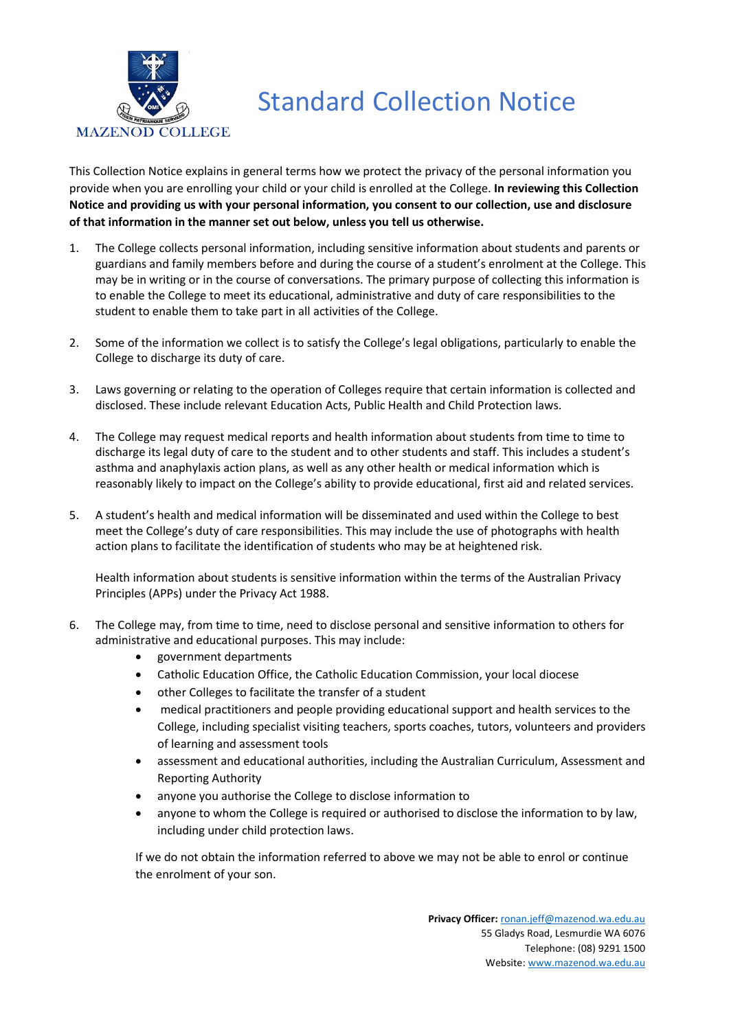MAZENOD COLLEGE

# Standard Collection Notice

This Collection Notice explains in general terms how we protect the privacy of the personal information you provide when you are enrolling your child or your child is enrolled at the College. **In reviewing this Collection Notice and providing us with your personal information, you consent to our collection, use and disclosure of that information in the manner set out below, unless you tell us otherwise.**

1. The College collects personal information, including sensitive information about students and parents or guardians and family members before and during the course of a student's enrolment at the College. This may be in writing or in the course of conversations. The primary purpose of collecting this information is to enable the College to meet its educational, administrative and duty of care responsibilities to the student to enable them to take part in all activities of the College.

2. Some of the information we collect is to satisfy the College's legal obligations, particularly to enable the College to discharge its duty of care.

3. Laws governing or relating to the operation of Colleges require that certain information is collected and disclosed. These include relevant Education Acts, Public Health and Child Protection laws.

4. The College may request medical reports and health information about students from time to time to discharge its legal duty of care to the student and to other students and staff. This includes a student's asthma and anaphylaxis action plans, as well as any other health or medical information which is reasonably likely to impact on the College's ability to provide educational, first aid and related services.

5. A student's health and medical information will be disseminated and used within the College to best meet the College's duty of care responsibilities. This may include the use of photographs with health action plans to facilitate the identification of students who may be at heightened risk.

   Health information about students is sensitive information within the terms of the Australian Privacy Principles (APPs) under the Privacy Act 1988.

6. The College may, from time to time, need to disclose personal and sensitive information to others for administrative and educational purposes. This may include:
   - government departments
   - Catholic Education Office, the Catholic Education Commission, your local diocese
   - other Colleges to facilitate the transfer of a student
   - medical practitioners and people providing educational support and health services to the College, including specialist visiting teachers, sports coaches, tutors, volunteers and providers of learning and assessment tools
   - assessment and educational authorities, including the Australian Curriculum, Assessment and Reporting Authority
   - anyone you authorise the College to disclose information to
   - anyone to whom the College is required or authorised to disclose the information to by law, including under child protection laws.

   If we do not obtain the information referred to above we may not be able to enrol or continue the enrolment of your son.

**Privacy Officer:** ronan.jeff@mazenod.wa.edu.au
55 Gladys Road, Lesmurdie WA 6076
Telephone: (08) 9291 1500
Website: www.mazenod.wa.edu.au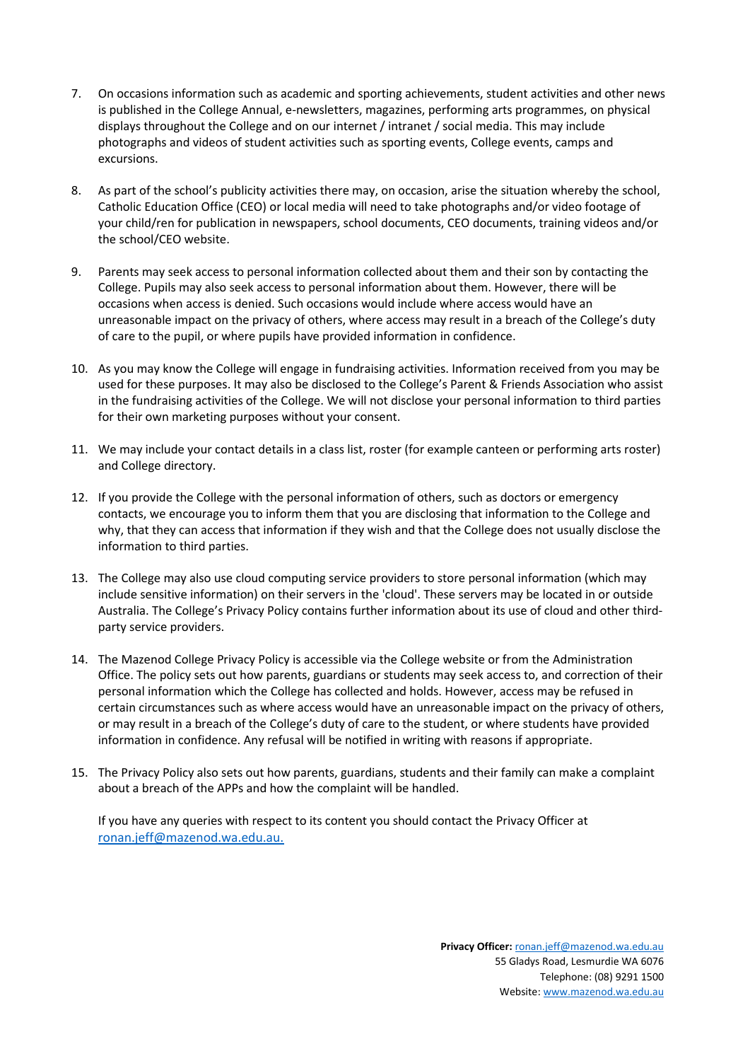7. On occasions information such as academic and sporting achievements, student activities and other news is published in the College Annual, e-newsletters, magazines, performing arts programmes, on physical displays throughout the College and on our internet / intranet / social media. This may include photographs and videos of student activities such as sporting events, College events, camps and excursions.

8. As part of the school's publicity activities there may, on occasion, arise the situation whereby the school, Catholic Education Office (CEO) or local media will need to take photographs and/or video footage of your child/ren for publication in newspapers, school documents, CEO documents, training videos and/or the school/CEO website.

9. Parents may seek access to personal information collected about them and their son by contacting the College. Pupils may also seek access to personal information about them. However, there will be occasions when access is denied. Such occasions would include where access would have an unreasonable impact on the privacy of others, where access may result in a breach of the College's duty of care to the pupil, or where pupils have provided information in confidence.

10. As you may know the College will engage in fundraising activities. Information received from you may be used for these purposes. It may also be disclosed to the College's Parent & Friends Association who assist in the fundraising activities of the College. We will not disclose your personal information to third parties for their own marketing purposes without your consent.

11. We may include your contact details in a class list, roster (for example canteen or performing arts roster) and College directory.

12. If you provide the College with the personal information of others, such as doctors or emergency contacts, we encourage you to inform them that you are disclosing that information to the College and why, that they can access that information if they wish and that the College does not usually disclose the information to third parties.

13. The College may also use cloud computing service providers to store personal information (which may include sensitive information) on their servers in the 'cloud'. These servers may be located in or outside Australia. The College's Privacy Policy contains further information about its use of cloud and other third-party service providers.

14. The Mazenod College Privacy Policy is accessible via the College website or from the Administration Office. The policy sets out how parents, guardians or students may seek access to, and correction of their personal information which the College has collected and holds. However, access may be refused in certain circumstances such as where access would have an unreasonable impact on the privacy of others, or may result in a breach of the College's duty of care to the student, or where students have provided information in confidence. Any refusal will be notified in writing with reasons if appropriate.

15. The Privacy Policy also sets out how parents, guardians, students and their family can make a complaint about a breach of the APPs and how the complaint will be handled.

    If you have any queries with respect to its content you should contact the Privacy Officer at ronan.jeff@mazenod.wa.edu.au.

**Privacy Officer:** ronan.jeff@mazenod.wa.edu.au
55 Gladys Road, Lesmurdie WA 6076
Telephone: (08) 9291 1500
Website: www.mazenod.wa.edu.au